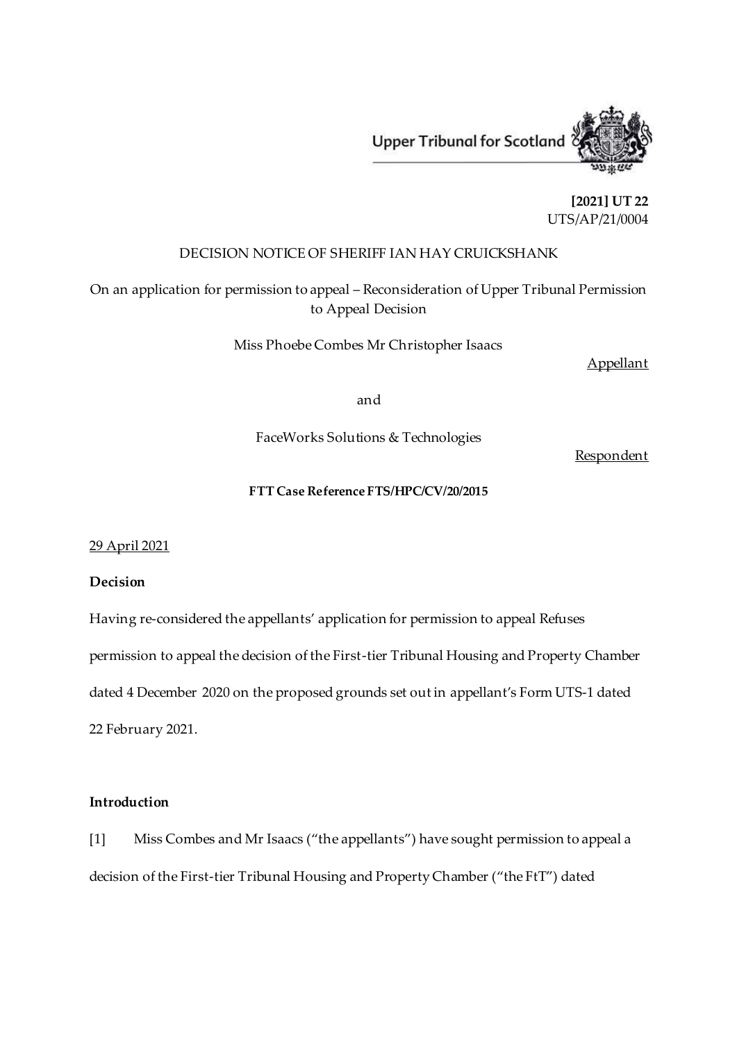Upper Tribunal for Scotland

**[2021] UT 22**
UTS/AP/21/0004

DECISION NOTICE OF SHERIFF IAN HAY CRUICKSHANK

On an application for permission to appeal – Reconsideration of Upper Tribunal Permission to Appeal Decision

Miss Phoebe Combes Mr Christopher Isaacs

Appellant

and

FaceWorks Solutions & Technologies

Respondent

**FTT Case Reference FTS/HPC/CV/20/2015**

29 April 2021

**Decision**

Having re-considered the appellants' application for permission to appeal Refuses permission to appeal the decision of the First-tier Tribunal Housing and Property Chamber dated 4 December 2020 on the proposed grounds set out in appellant's Form UTS-1 dated 22 February 2021.

**Introduction**

[1] Miss Combes and Mr Isaacs ("the appellants") have sought permission to appeal a decision of the First-tier Tribunal Housing and Property Chamber ("the FtT") dated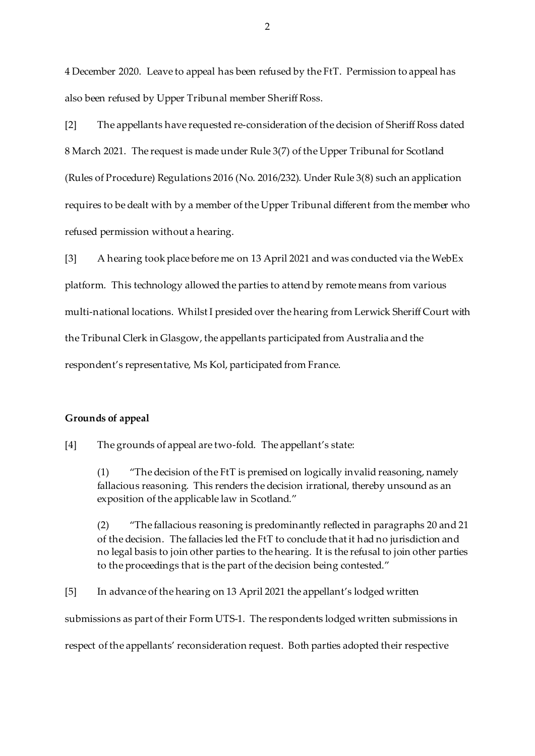4 December 2020. Leave to appeal has been refused by the FtT. Permission to appeal has also been refused by Upper Tribunal member Sheriff Ross.

[2] The appellants have requested re-consideration of the decision of Sheriff Ross dated 8 March 2021. The request is made under Rule 3(7) of the Upper Tribunal for Scotland (Rules of Procedure) Regulations 2016 (No. 2016/232). Under Rule 3(8) such an application requires to be dealt with by a member of the Upper Tribunal different from the member who refused permission without a hearing.

[3] A hearing took place before me on 13 April 2021 and was conducted via the WebEx platform. This technology allowed the parties to attend by remote means from various multi-national locations. Whilst I presided over the hearing from Lerwick Sheriff Court with the Tribunal Clerk in Glasgow, the appellants participated from Australia and the respondent's representative, Ms Kol, participated from France.

**Grounds of appeal**

[4] The grounds of appeal are two-fold. The appellant's state:

> (1) "The decision of the FtT is premised on logically invalid reasoning, namely fallacious reasoning. This renders the decision irrational, thereby unsound as an exposition of the applicable law in Scotland."
>
> (2) "The fallacious reasoning is predominantly reflected in paragraphs 20 and 21 of the decision. The fallacies led the FtT to conclude that it had no jurisdiction and no legal basis to join other parties to the hearing. It is the refusal to join other parties to the proceedings that is the part of the decision being contested."

[5] In advance of the hearing on 13 April 2021 the appellant's lodged written submissions as part of their Form UTS-1. The respondents lodged written submissions in respect of the appellants' reconsideration request. Both parties adopted their respective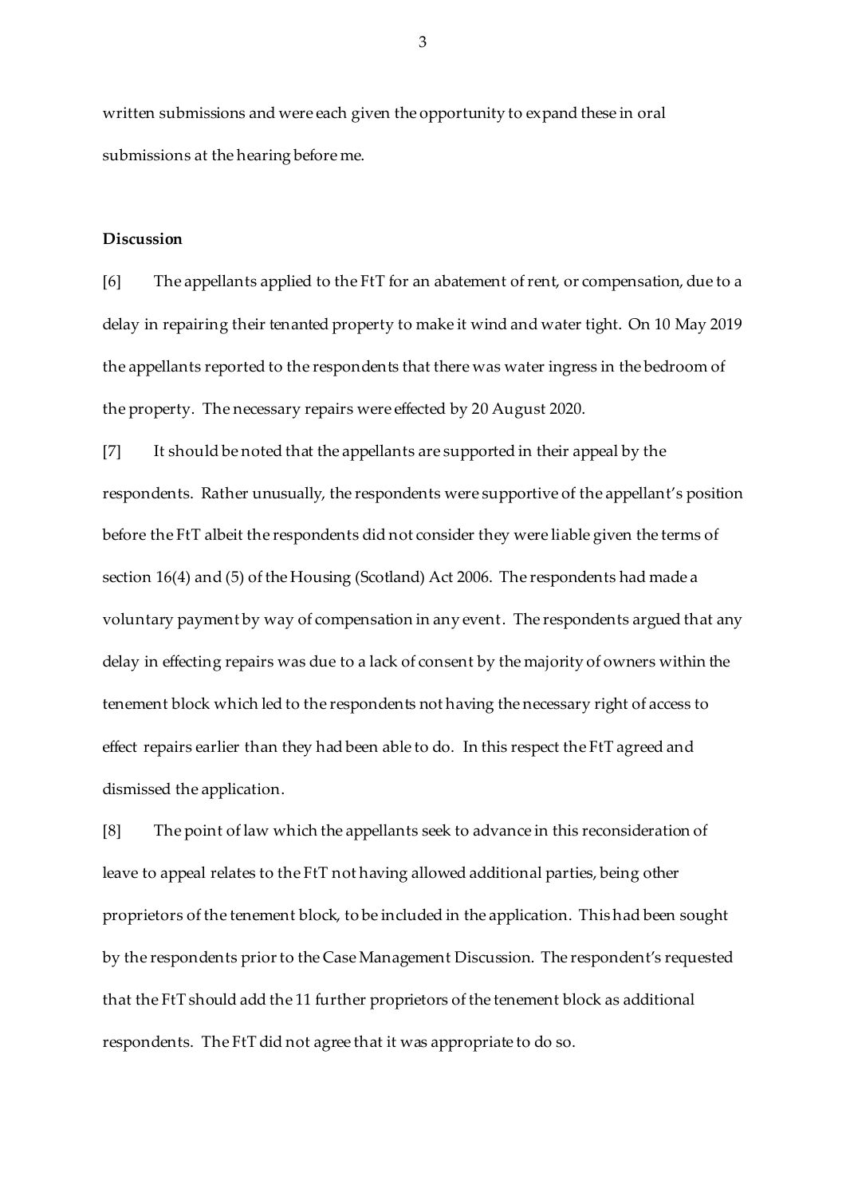written submissions and were each given the opportunity to expand these in oral submissions at the hearing before me.

**Discussion**

[6] The appellants applied to the FtT for an abatement of rent, or compensation, due to a delay in repairing their tenanted property to make it wind and water tight. On 10 May 2019 the appellants reported to the respondents that there was water ingress in the bedroom of the property. The necessary repairs were effected by 20 August 2020.

[7] It should be noted that the appellants are supported in their appeal by the respondents. Rather unusually, the respondents were supportive of the appellant's position before the FtT albeit the respondents did not consider they were liable given the terms of section 16(4) and (5) of the Housing (Scotland) Act 2006. The respondents had made a voluntary payment by way of compensation in any event. The respondents argued that any delay in effecting repairs was due to a lack of consent by the majority of owners within the tenement block which led to the respondents not having the necessary right of access to effect repairs earlier than they had been able to do. In this respect the FtT agreed and dismissed the application.

[8] The point of law which the appellants seek to advance in this reconsideration of leave to appeal relates to the FtT not having allowed additional parties, being other proprietors of the tenement block, to be included in the application. This had been sought by the respondents prior to the Case Management Discussion. The respondent's requested that the FtT should add the 11 further proprietors of the tenement block as additional respondents. The FtT did not agree that it was appropriate to do so.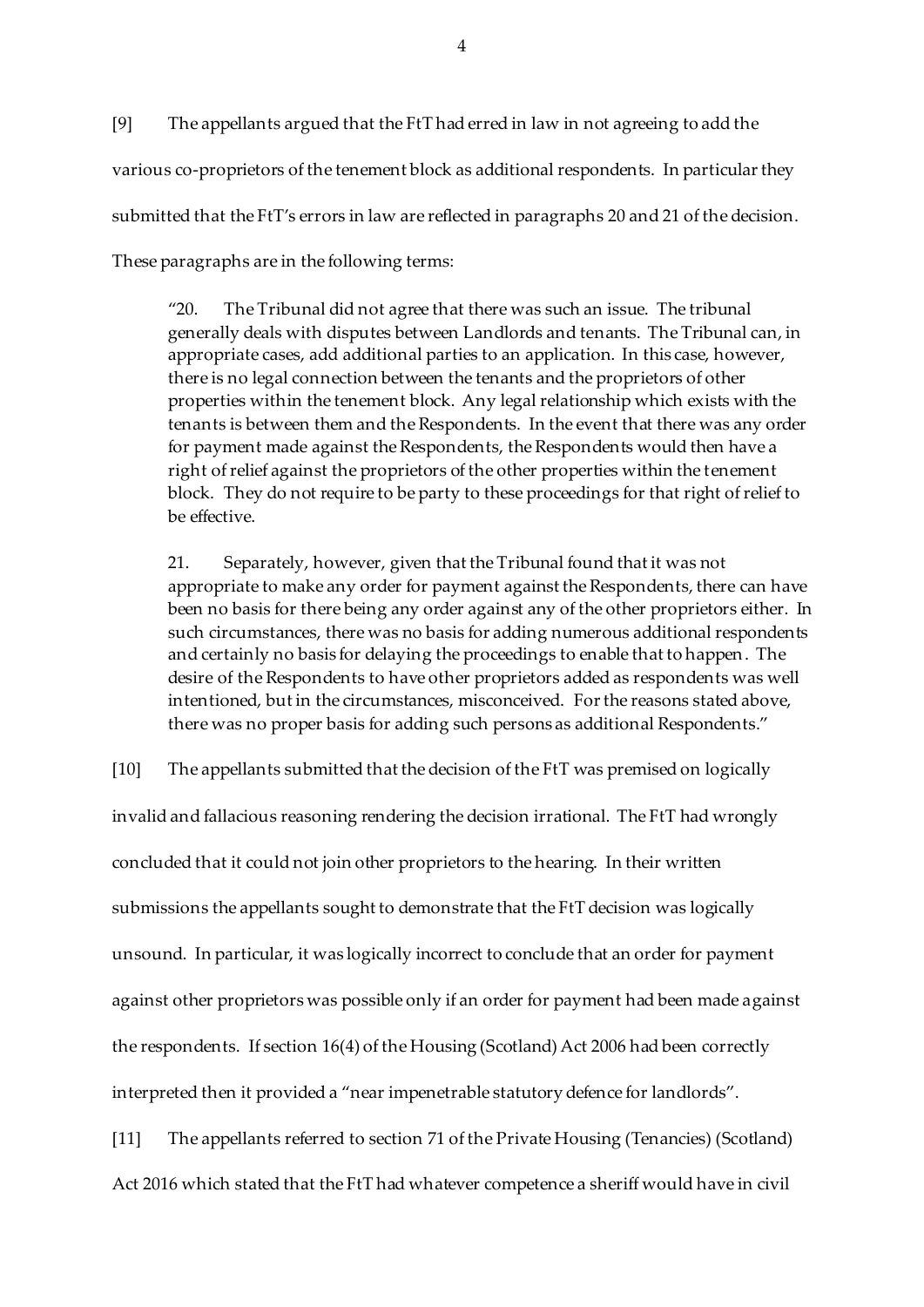[9] The appellants argued that the FtT had erred in law in not agreeing to add the various co-proprietors of the tenement block as additional respondents. In particular they submitted that the FtT's errors in law are reflected in paragraphs 20 and 21 of the decision. These paragraphs are in the following terms:

> "20. The Tribunal did not agree that there was such an issue. The tribunal generally deals with disputes between Landlords and tenants. The Tribunal can, in appropriate cases, add additional parties to an application. In this case, however, there is no legal connection between the tenants and the proprietors of other properties within the tenement block. Any legal relationship which exists with the tenants is between them and the Respondents. In the event that there was any order for payment made against the Respondents, the Respondents would then have a right of relief against the proprietors of the other properties within the tenement block. They do not require to be party to these proceedings for that right of relief to be effective.
>
> 21. Separately, however, given that the Tribunal found that it was not appropriate to make any order for payment against the Respondents, there can have been no basis for there being any order against any of the other proprietors either. In such circumstances, there was no basis for adding numerous additional respondents and certainly no basis for delaying the proceedings to enable that to happen. The desire of the Respondents to have other proprietors added as respondents was well intentioned, but in the circumstances, misconceived. For the reasons stated above, there was no proper basis for adding such persons as additional Respondents."

[10] The appellants submitted that the decision of the FtT was premised on logically invalid and fallacious reasoning rendering the decision irrational. The FtT had wrongly concluded that it could not join other proprietors to the hearing. In their written submissions the appellants sought to demonstrate that the FtT decision was logically unsound. In particular, it was logically incorrect to conclude that an order for payment against other proprietors was possible only if an order for payment had been made against the respondents. If section 16(4) of the Housing (Scotland) Act 2006 had been correctly interpreted then it provided a "near impenetrable statutory defence for landlords".

[11] The appellants referred to section 71 of the Private Housing (Tenancies) (Scotland) Act 2016 which stated that the FtT had whatever competence a sheriff would have in civil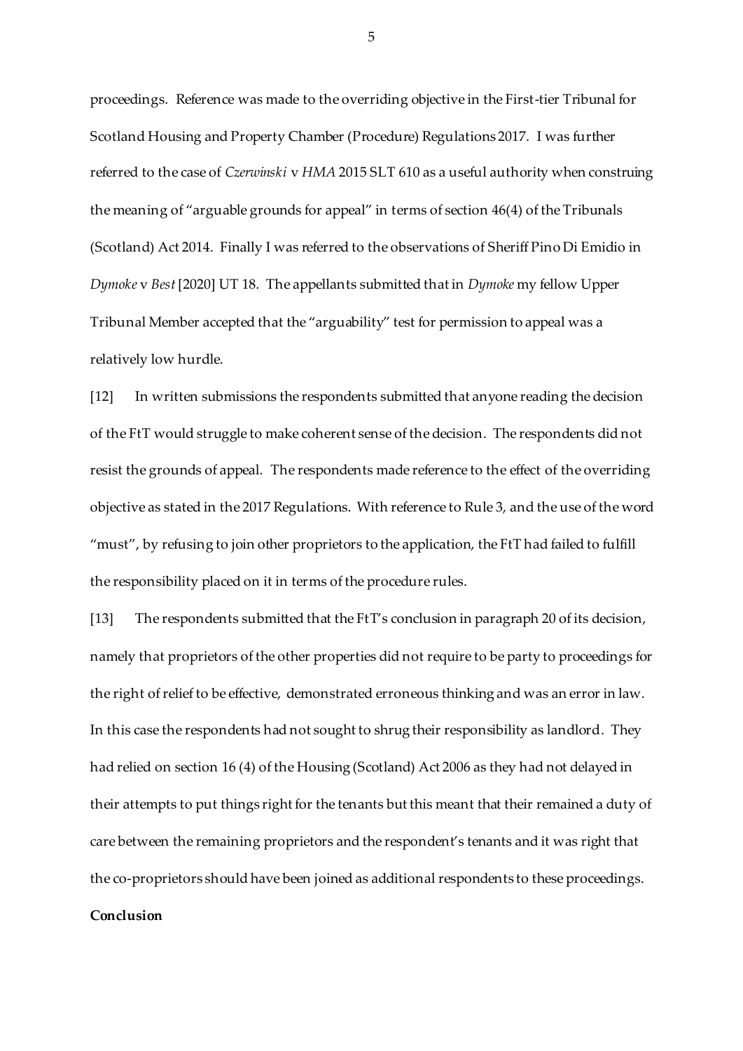proceedings. Reference was made to the overriding objective in the First-tier Tribunal for Scotland Housing and Property Chamber (Procedure) Regulations 2017. I was further referred to the case of *Czerwinski* v *HMA* 2015 SLT 610 as a useful authority when construing the meaning of "arguable grounds for appeal" in terms of section 46(4) of the Tribunals (Scotland) Act 2014. Finally I was referred to the observations of Sheriff Pino Di Emidio in *Dymoke* v *Best* [2020] UT 18. The appellants submitted that in *Dymoke* my fellow Upper Tribunal Member accepted that the "arguability" test for permission to appeal was a relatively low hurdle.

[12] In written submissions the respondents submitted that anyone reading the decision of the FtT would struggle to make coherent sense of the decision. The respondents did not resist the grounds of appeal. The respondents made reference to the effect of the overriding objective as stated in the 2017 Regulations. With reference to Rule 3, and the use of the word "must", by refusing to join other proprietors to the application, the FtT had failed to fulfill the responsibility placed on it in terms of the procedure rules.

[13] The respondents submitted that the FtT's conclusion in paragraph 20 of its decision, namely that proprietors of the other properties did not require to be party to proceedings for the right of relief to be effective, demonstrated erroneous thinking and was an error in law. In this case the respondents had not sought to shrug their responsibility as landlord. They had relied on section 16 (4) of the Housing (Scotland) Act 2006 as they had not delayed in their attempts to put things right for the tenants but this meant that their remained a duty of care between the remaining proprietors and the respondent's tenants and it was right that the co-proprietors should have been joined as additional respondents to these proceedings.

**Conclusion**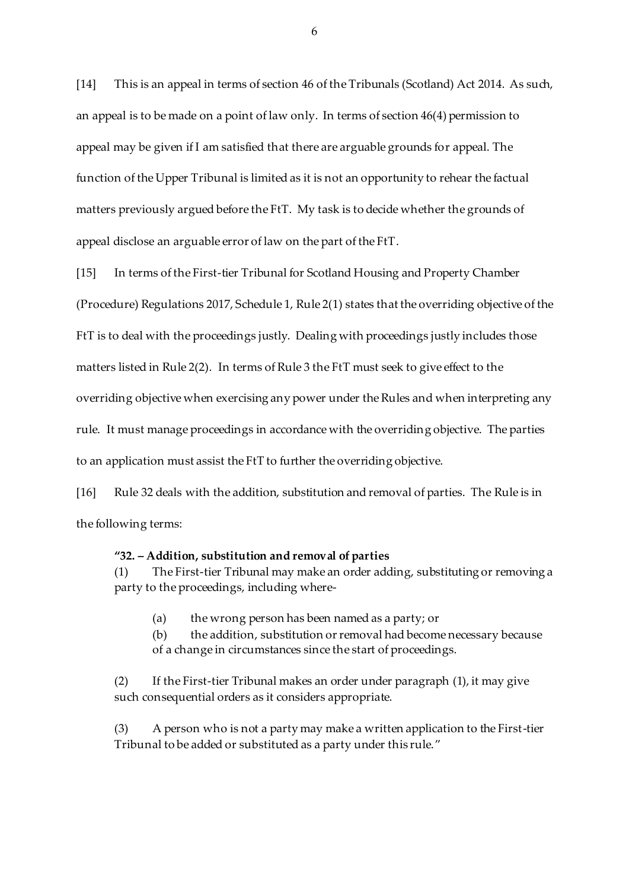[14] This is an appeal in terms of section 46 of the Tribunals (Scotland) Act 2014. As such, an appeal is to be made on a point of law only. In terms of section 46(4) permission to appeal may be given if I am satisfied that there are arguable grounds for appeal. The function of the Upper Tribunal is limited as it is not an opportunity to rehear the factual matters previously argued before the FtT. My task is to decide whether the grounds of appeal disclose an arguable error of law on the part of the FtT.

[15] In terms of the First-tier Tribunal for Scotland Housing and Property Chamber (Procedure) Regulations 2017, Schedule 1, Rule 2(1) states that the overriding objective of the FtT is to deal with the proceedings justly. Dealing with proceedings justly includes those matters listed in Rule 2(2). In terms of Rule 3 the FtT must seek to give effect to the overriding objective when exercising any power under the Rules and when interpreting any rule. It must manage proceedings in accordance with the overriding objective. The parties to an application must assist the FtT to further the overriding objective.

[16] Rule 32 deals with the addition, substitution and removal of parties. The Rule is in the following terms:

> **"32. – Addition, substitution and removal of parties**
>
> (1) The First-tier Tribunal may make an order adding, substituting or removing a party to the proceedings, including where-
>
> > (a) the wrong person has been named as a party; or
> >
> > (b) the addition, substitution or removal had become necessary because of a change in circumstances since the start of proceedings.
>
> (2) If the First-tier Tribunal makes an order under paragraph (1), it may give such consequential orders as it considers appropriate.
>
> (3) A person who is not a party may make a written application to the First-tier Tribunal to be added or substituted as a party under this rule."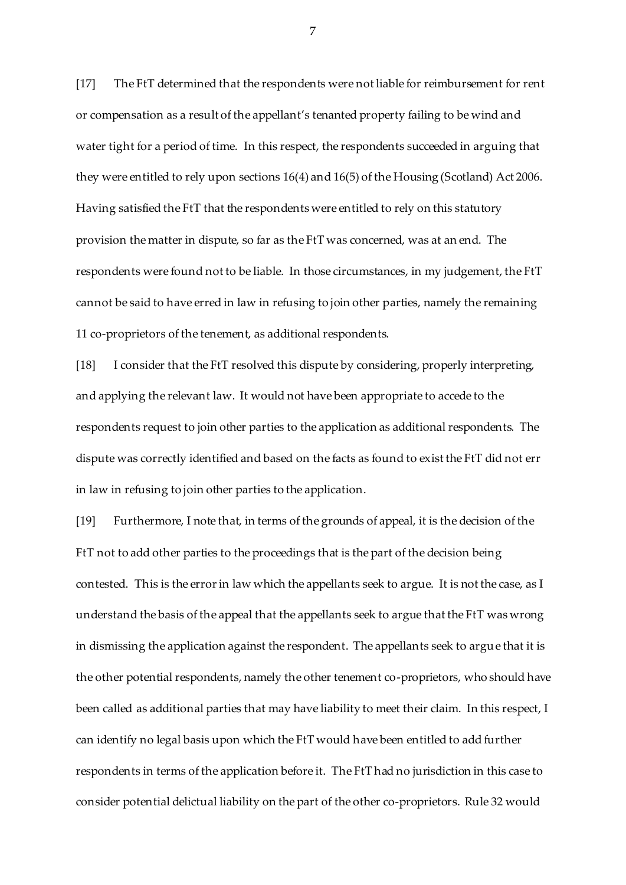[17] The FtT determined that the respondents were not liable for reimbursement for rent or compensation as a result of the appellant's tenanted property failing to be wind and water tight for a period of time. In this respect, the respondents succeeded in arguing that they were entitled to rely upon sections 16(4) and 16(5) of the Housing (Scotland) Act 2006. Having satisfied the FtT that the respondents were entitled to rely on this statutory provision the matter in dispute, so far as the FtT was concerned, was at an end. The respondents were found not to be liable. In those circumstances, in my judgement, the FtT cannot be said to have erred in law in refusing to join other parties, namely the remaining 11 co-proprietors of the tenement, as additional respondents.

[18] I consider that the FtT resolved this dispute by considering, properly interpreting, and applying the relevant law. It would not have been appropriate to accede to the respondents request to join other parties to the application as additional respondents. The dispute was correctly identified and based on the facts as found to exist the FtT did not err in law in refusing to join other parties to the application.

[19] Furthermore, I note that, in terms of the grounds of appeal, it is the decision of the FtT not to add other parties to the proceedings that is the part of the decision being contested. This is the error in law which the appellants seek to argue. It is not the case, as I understand the basis of the appeal that the appellants seek to argue that the FtT was wrong in dismissing the application against the respondent. The appellants seek to argue that it is the other potential respondents, namely the other tenement co-proprietors, who should have been called as additional parties that may have liability to meet their claim. In this respect, I can identify no legal basis upon which the FtT would have been entitled to add further respondents in terms of the application before it. The FtT had no jurisdiction in this case to consider potential delictual liability on the part of the other co-proprietors. Rule 32 would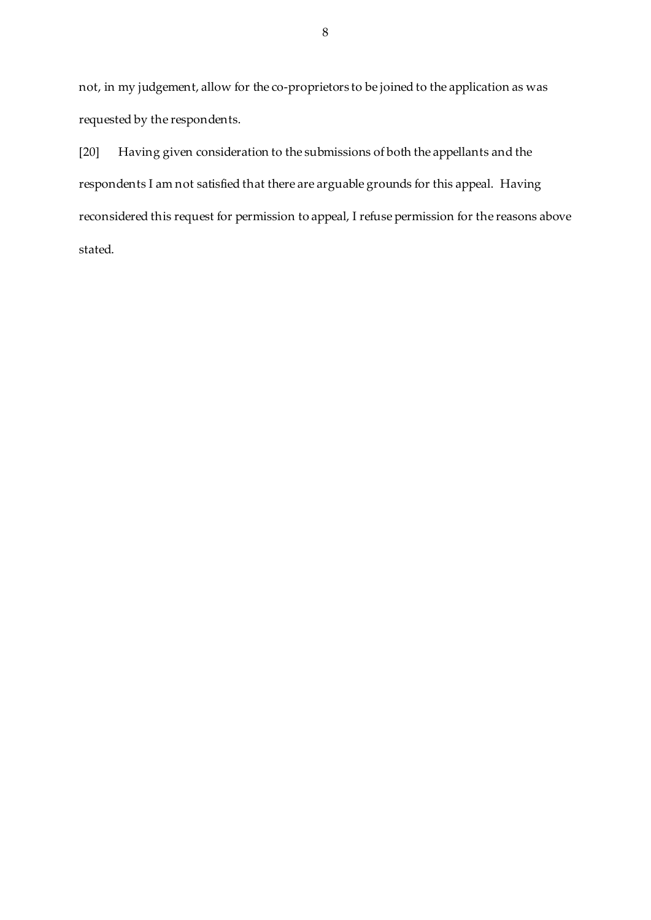not, in my judgement, allow for the co-proprietors to be joined to the application as was requested by the respondents.

[20] Having given consideration to the submissions of both the appellants and the respondents I am not satisfied that there are arguable grounds for this appeal. Having reconsidered this request for permission to appeal, I refuse permission for the reasons above stated.